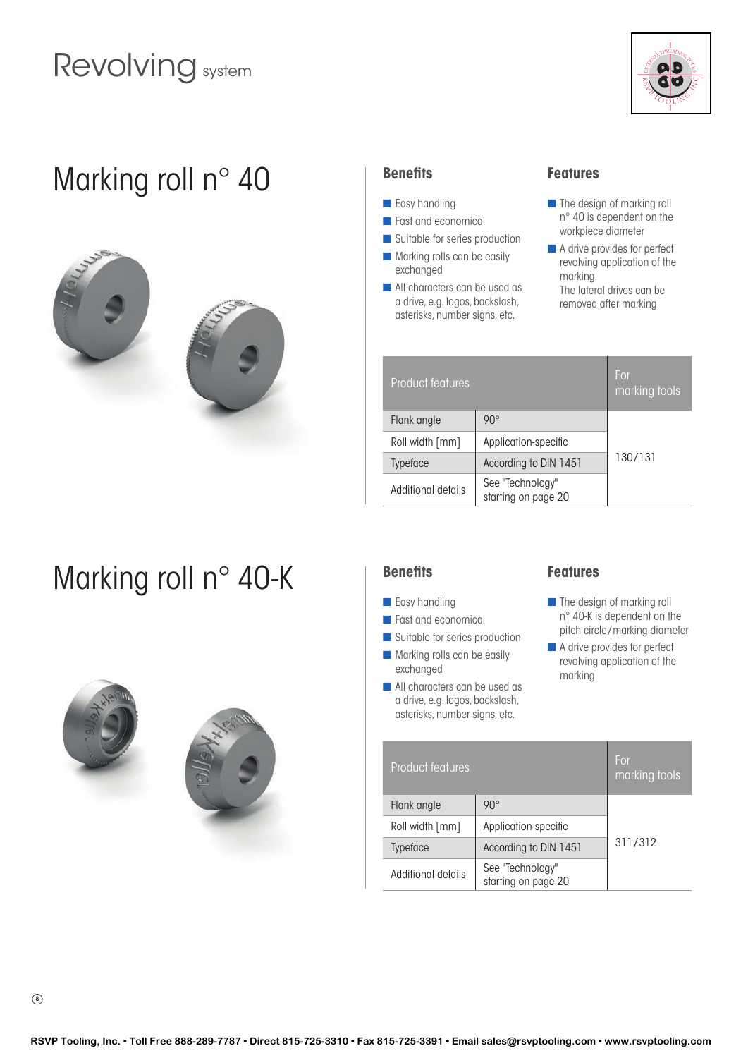# Revolving system

## Marking roll n° 40

### Benefits

- Easy handling
- Fast and economical
- Suitable for series production
- Marking rolls can be easily exchanged
- All characters can be used as a drive, e.g. logos, backslash, asterisks, number signs, etc.

### Features

- The design of marking roll n° 40 is dependent on the workpiece diameter
- A drive provides for perfect revolving application of the marking. The lateral drives can be removed after marking

| Product features | | For marking tools |
|---|---|---|
| Flank angle | 90° | 130/131 |
| Roll width [mm] | Application-specific | |
| Typeface | According to DIN 1451 | |
| Additional details | See "Technology" starting on page 20 | |

## Marking roll n° 40-K

### Benefits

- Easy handling
- Fast and economical
- Suitable for series production
- Marking rolls can be easily exchanged
- All characters can be used as a drive, e.g. logos, backslash, asterisks, number signs, etc.

### Features

- The design of marking roll n° 40-K is dependent on the pitch circle/marking diameter
- A drive provides for perfect revolving application of the marking

| Product features | | For marking tools |
|---|---|---|
| Flank angle | 90° | 311/312 |
| Roll width [mm] | Application-specific | |
| Typeface | According to DIN 1451 | |
| Additional details | See "Technology" starting on page 20 | |

RSVP Tooling, Inc. • Toll Free 888-289-7787 • Direct 815-725-3310 • Fax 815-725-3391 • Email sales@rsvptooling.com • www.rsvptooling.com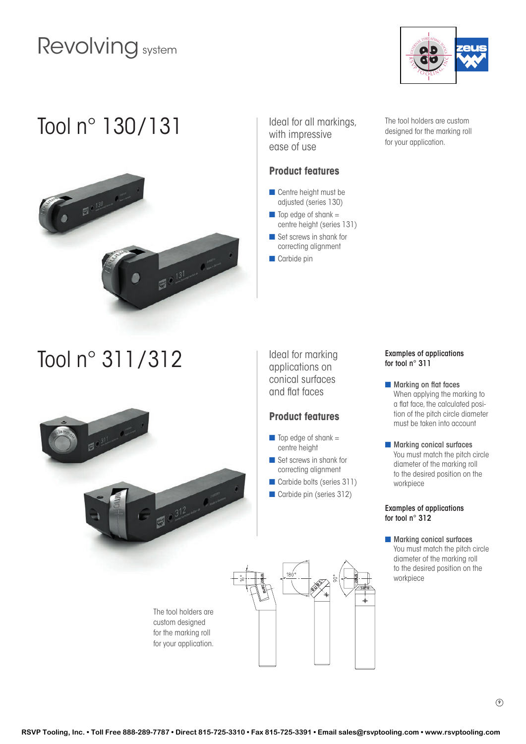# Revolving system

## Tool n° 130/131

Ideal for all markings, with impressive ease of use

The tool holders are custom designed for the marking roll for your application.

### Product features

- Centre height must be adjusted (series 130)
- Top edge of shank = centre height (series 131)
- Set screws in shank for correcting alignment
- Carbide pin

## Tool n° 311/312

Ideal for marking applications on conical surfaces and flat faces

### Product features

- Top edge of shank = centre height
- Set screws in shank for correcting alignment
- Carbide bolts (series 311)
- Carbide pin (series 312)

**Examples of applications for tool n° 311**

- **Marking on flat faces**
  When applying the marking to a flat face, the calculated position of the pitch circle diameter must be taken into account

- **Marking conical surfaces**
  You must match the pitch circle diameter of the marking roll to the desired position on the workpiece

**Examples of applications for tool n° 312**

- **Marking conical surfaces**
  You must match the pitch circle diameter of the marking roll to the desired position on the workpiece

The tool holders are custom designed for the marking roll for your application.

16°

180°

90°

RSVP Tooling, Inc. • Toll Free 888-289-7787 • Direct 815-725-3310 • Fax 815-725-3391 • Email sales@rsvptooling.com • www.rsvptooling.com